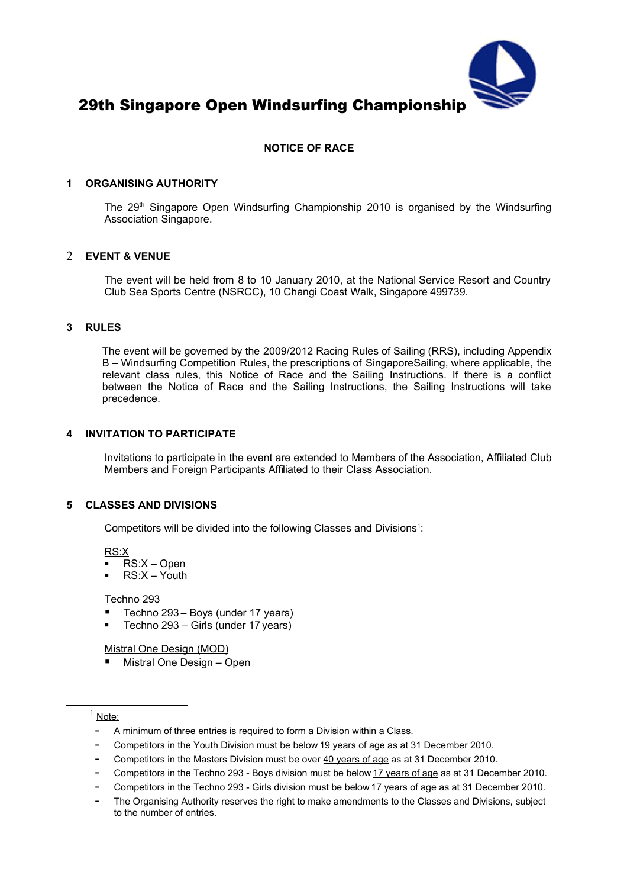# 29th Singapore Open Windsurfing Championship

## NOTICE OF RACE

### 1 ORGANISING AUTHORITY

The 29th Singapore Open Windsurfing Championship 2010 is organised by the Windsurfing Association Singapore.

### 2 EVENT & VENUE

The event will be held from 8 to 10 January 2010, at the National Service Resort and Country Club Sea Sports Centre (NSRCC), 10 Changi Coast Walk, Singapore 499739.

### 3 RULES

The event will be governed by the 2009/2012 Racing Rules of Sailing (RRS), including Appendix B – Windsurfing Competition Rules, the prescriptions of SingaporeSailing, where applicable, the relevant class rules, this Notice of Race and the Sailing Instructions. If there is a conflict between the Notice of Race and the Sailing Instructions, the Sailing Instructions will take precedence.

### 4 INVITATION TO PARTICIPATE

Invitations to participate in the event are extended to Members of the Association, Affiliated Club Members and Foreign Participants Affiliated to their Class Association.

### 5 CLASSES AND DIVISIONS

Competitors will be divided into the following Classes and Divisions[1]:

<u>RS:X</u>

- RS:X – Open
- RS:X – Youth

<u>Techno 293</u>

- Techno 293 – Boys (under 17 years)
- Techno 293 – Girls (under 17 years)

<u>Mistral One Design (MOD)</u>

- Mistral One Design – Open

---

[1] <u>Note:</u>

- A minimum of <u>three entries</u> is required to form a Division within a Class.
- Competitors in the Youth Division must be below <u>19 years of age</u> as at 31 December 2010.
- Competitors in the Masters Division must be over <u>40 years of age</u> as at 31 December 2010.
- Competitors in the Techno 293 - Boys division must be below <u>17 years of age</u> as at 31 December 2010.
- Competitors in the Techno 293 - Girls division must be below <u>17 years of age</u> as at 31 December 2010.
- The Organising Authority reserves the right to make amendments to the Classes and Divisions, subject to the number of entries.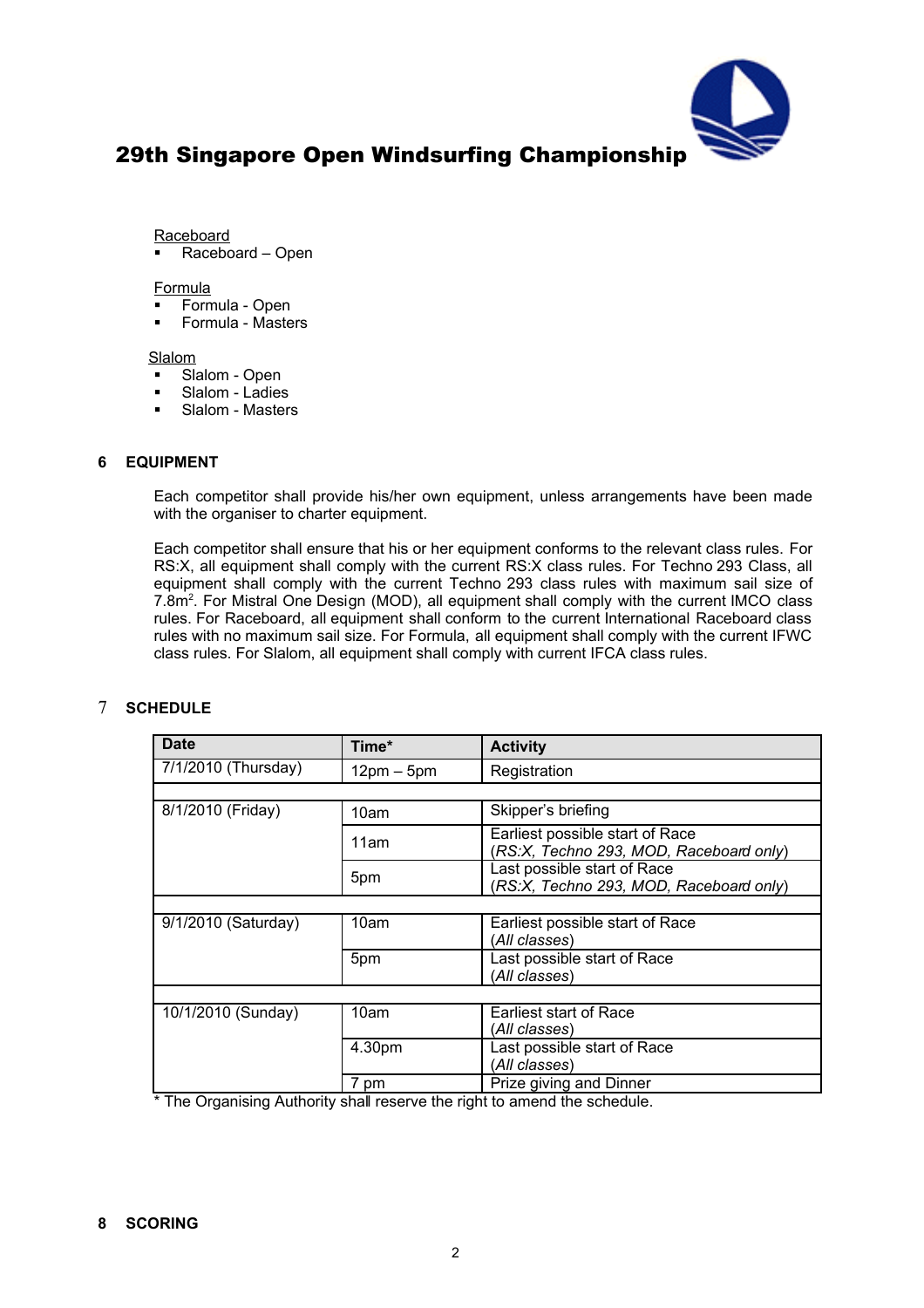Raceboard

- Raceboard – Open

Formula

- Formula - Open
- Formula - Masters

Slalom

- Slalom - Open
- Slalom - Ladies
- Slalom - Masters

## 6 EQUIPMENT

Each competitor shall provide his/her own equipment, unless arrangements have been made with the organiser to charter equipment.

Each competitor shall ensure that his or her equipment conforms to the relevant class rules. For RS:X, all equipment shall comply with the current RS:X class rules. For Techno 293 Class, all equipment shall comply with the current Techno 293 class rules with maximum sail size of 7.8m$^2$. For Mistral One Design (MOD), all equipment shall comply with the current IMCO class rules. For Raceboard, all equipment shall conform to the current International Raceboard class rules with no maximum sail size. For Formula, all equipment shall comply with the current IFWC class rules. For Slalom, all equipment shall comply with current IFCA class rules.

## 7 SCHEDULE

| Date | Time* | Activity |
|---|---|---|
| 7/1/2010 (Thursday) | 12pm – 5pm | Registration |
| | | |
| 8/1/2010 (Friday) | 10am | Skipper's briefing |
| | 11am | Earliest possible start of Race (*RS:X, Techno 293, MOD, Raceboard only*) |
| | 5pm | Last possible start of Race (*RS:X, Techno 293, MOD, Raceboard only*) |
| | | |
| 9/1/2010 (Saturday) | 10am | Earliest possible start of Race (*All classes*) |
| | 5pm | Last possible start of Race (*All classes*) |
| | | |
| 10/1/2010 (Sunday) | 10am | Earliest start of Race (*All classes*) |
| | 4.30pm | Last possible start of Race (*All classes*) |
| | 7 pm | Prize giving and Dinner |

* The Organising Authority shall reserve the right to amend the schedule.

## 8 SCORING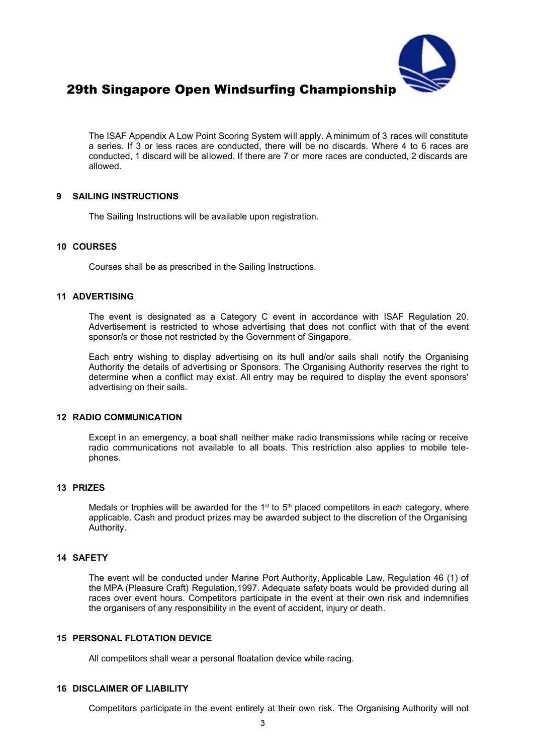The ISAF Appendix A Low Point Scoring System will apply. A minimum of 3 races will constitute a series. If 3 or less races are conducted, there will be no discards. Where 4 to 6 races are conducted, 1 discard will be allowed. If there are 7 or more races are conducted, 2 discards are allowed.

## 9 SAILING INSTRUCTIONS

The Sailing Instructions will be available upon registration.

## 10 COURSES

Courses shall be as prescribed in the Sailing Instructions.

## 11 ADVERTISING

The event is designated as a Category C event in accordance with ISAF Regulation 20. Advertisement is restricted to whose advertising that does not conflict with that of the event sponsor/s or those not restricted by the Government of Singapore.

Each entry wishing to display advertising on its hull and/or sails shall notify the Organising Authority the details of advertising or Sponsors. The Organising Authority reserves the right to determine when a conflict may exist. All entry may be required to display the event sponsors' advertising on their sails.

## 12 RADIO COMMUNICATION

Except in an emergency, a boat shall neither make radio transmissions while racing or receive radio communications not available to all boats. This restriction also applies to mobile telephones.

## 13 PRIZES

Medals or trophies will be awarded for the 1st to 5th placed competitors in each category, where applicable. Cash and product prizes may be awarded subject to the discretion of the Organising Authority.

## 14 SAFETY

The event will be conducted under Marine Port Authority, Applicable Law, Regulation 46 (1) of the MPA (Pleasure Craft) Regulation,1997. Adequate safety boats would be provided during all races over event hours. Competitors participate in the event at their own risk and indemnifies the organisers of any responsibility in the event of accident, injury or death.

## 15 PERSONAL FLOTATION DEVICE

All competitors shall wear a personal floatation device while racing.

## 16 DISCLAIMER OF LIABILITY

Competitors participate in the event entirely at their own risk. The Organising Authority will not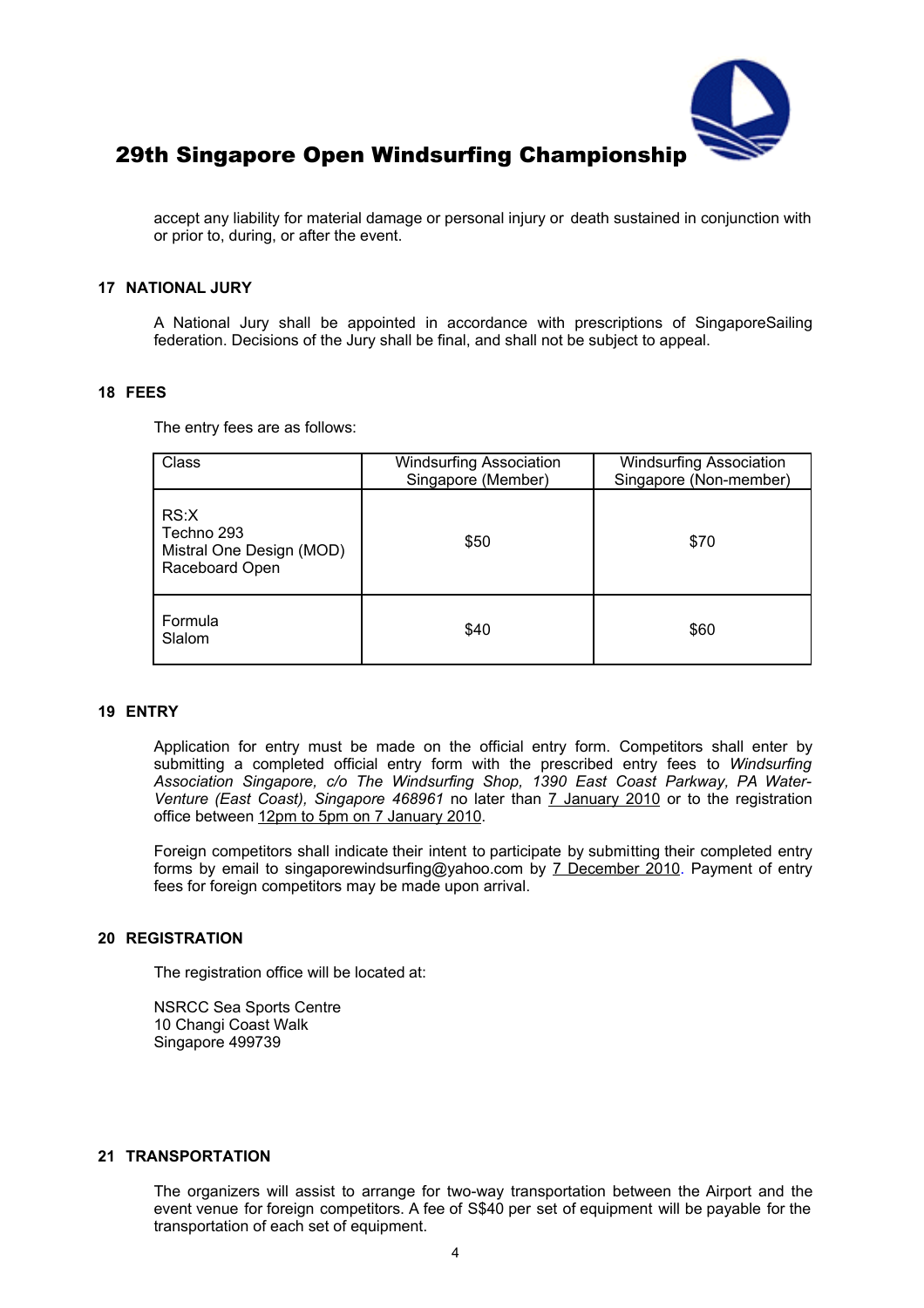accept any liability for material damage or personal injury or death sustained in conjunction with or prior to, during, or after the event.

## 17 NATIONAL JURY

A National Jury shall be appointed in accordance with prescriptions of SingaporeSailing federation. Decisions of the Jury shall be final, and shall not be subject to appeal.

## 18 FEES

The entry fees are as follows:

| Class | Windsurfing Association Singapore (Member) | Windsurfing Association Singapore (Non-member) |
|---|---|---|
| RS:X<br>Techno 293<br>Mistral One Design (MOD)<br>Raceboard Open | $50 | $70 |
| Formula<br>Slalom | $40 | $60 |

## 19 ENTRY

Application for entry must be made on the official entry form. Competitors shall enter by submitting a completed official entry form with the prescribed entry fees to *Windsurfing Association Singapore, c/o The Windsurfing Shop, 1390 East Coast Parkway, PA Water-Venture (East Coast), Singapore 468961* no later than 7 January 2010 or to the registration office between 12pm to 5pm on 7 January 2010.

Foreign competitors shall indicate their intent to participate by submitting their completed entry forms by email to singaporewindsurfing@yahoo.com by 7 December 2010. Payment of entry fees for foreign competitors may be made upon arrival.

## 20 REGISTRATION

The registration office will be located at:

NSRCC Sea Sports Centre
10 Changi Coast Walk
Singapore 499739

## 21 TRANSPORTATION

The organizers will assist to arrange for two-way transportation between the Airport and the event venue for foreign competitors. A fee of S$40 per set of equipment will be payable for the transportation of each set of equipment.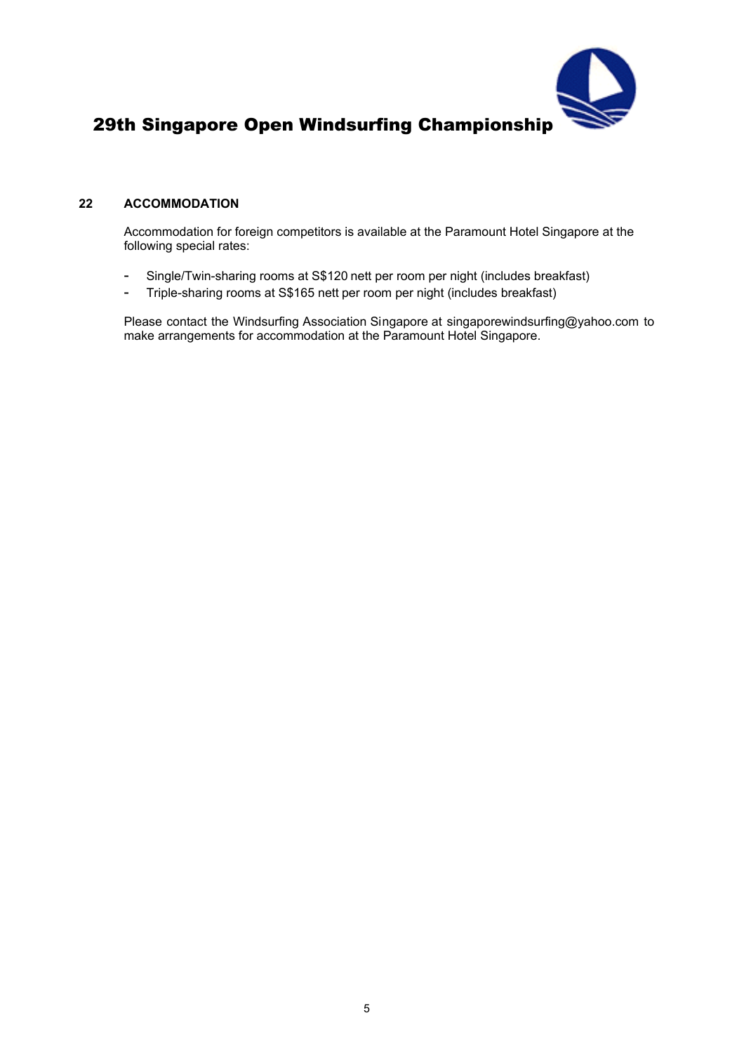## 22 ACCOMMODATION

Accommodation for foreign competitors is available at the Paramount Hotel Singapore at the following special rates:

- Single/Twin-sharing rooms at S$120 nett per room per night (includes breakfast)
- Triple-sharing rooms at S$165 nett per room per night (includes breakfast)

Please contact the Windsurfing Association Singapore at singaporewindsurfing@yahoo.com to make arrangements for accommodation at the Paramount Hotel Singapore.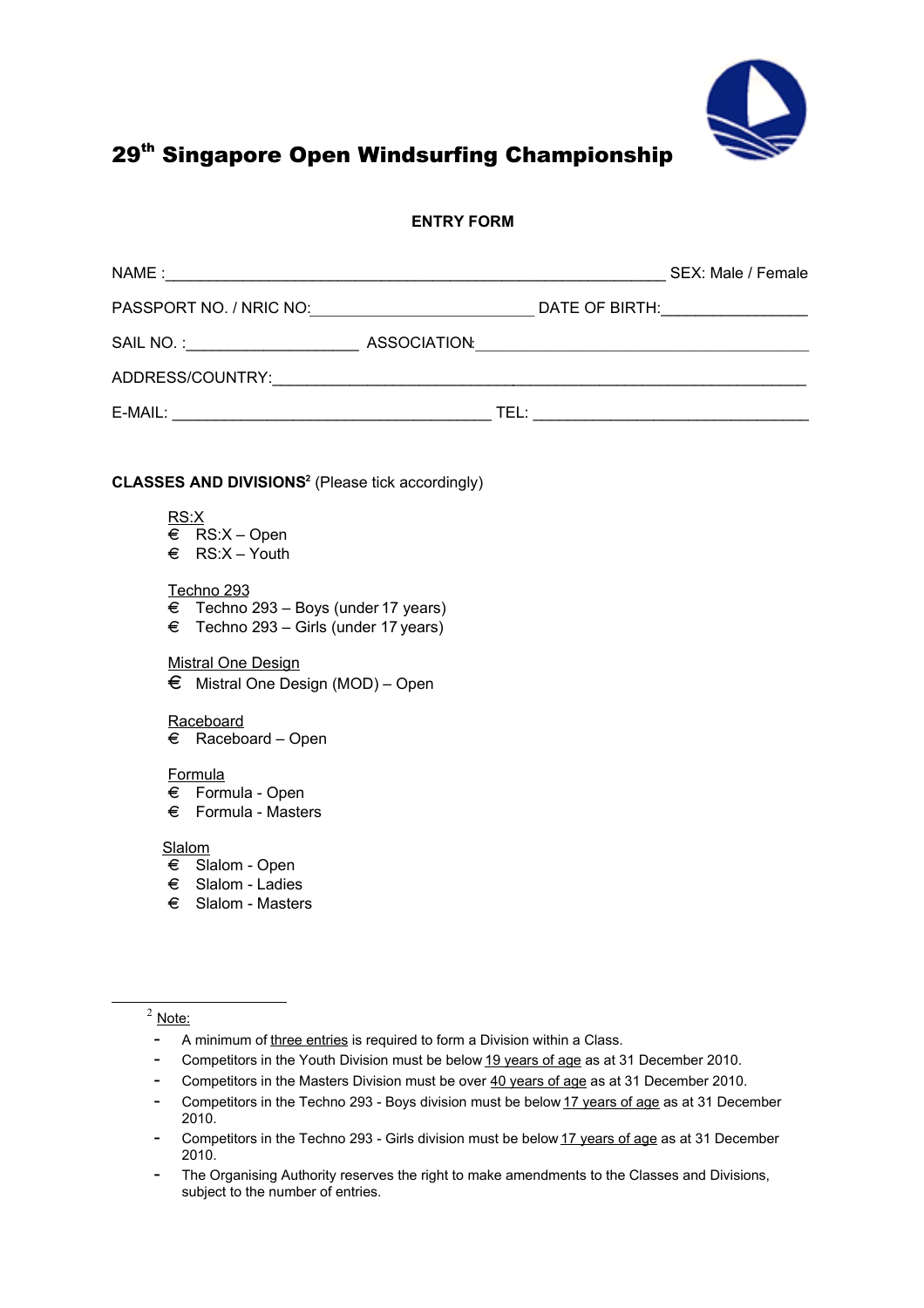# 29th Singapore Open Windsurfing Championship

**ENTRY FORM**

NAME :__________________________________________________________ SEX: Male / Female

PASSPORT NO. / NRIC NO:__________________________ DATE OF BIRTH:________________

SAIL NO. :____________________ ASSOCIATION:________________________________________

ADDRESS/COUNTRY:______________________________________________________________

E-MAIL: _____________________________________ TEL: ________________________________

**CLASSES AND DIVISIONS**[2] (Please tick accordingly)

RS:X
- € RS:X – Open
- € RS:X – Youth

Techno 293
- € Techno 293 – Boys (under 17 years)
- € Techno 293 – Girls (under 17 years)

Mistral One Design
- € Mistral One Design (MOD) – Open

Raceboard
- € Raceboard – Open

Formula
- € Formula - Open
- € Formula - Masters

Slalom
- € Slalom - Open
- € Slalom - Ladies
- € Slalom - Masters

---

[2] Note:

- A minimum of three entries is required to form a Division within a Class.
- Competitors in the Youth Division must be below 19 years of age as at 31 December 2010.
- Competitors in the Masters Division must be over 40 years of age as at 31 December 2010.
- Competitors in the Techno 293 - Boys division must be below 17 years of age as at 31 December 2010.
- Competitors in the Techno 293 - Girls division must be below 17 years of age as at 31 December 2010.
- The Organising Authority reserves the right to make amendments to the Classes and Divisions, subject to the number of entries.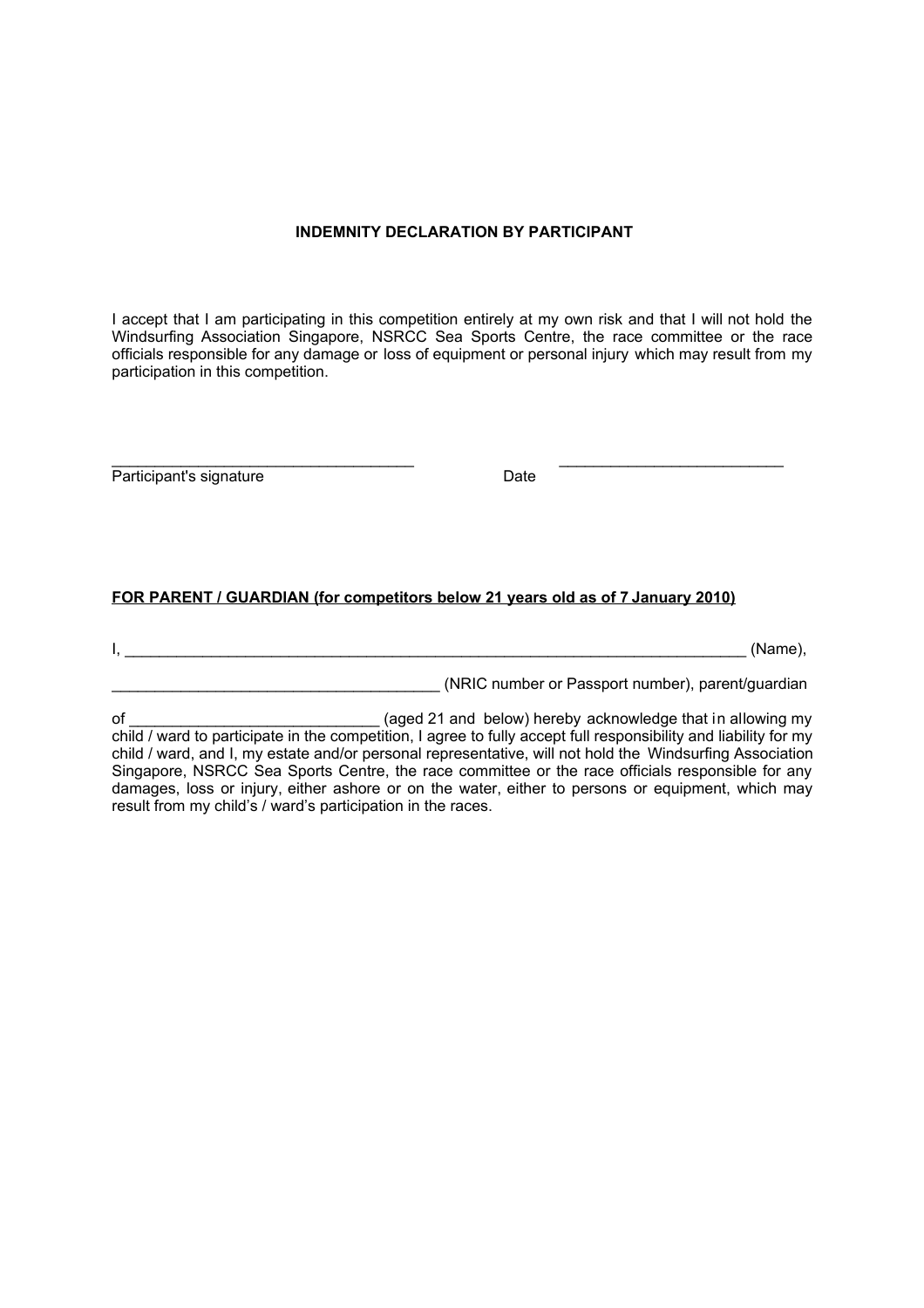**INDEMNITY DECLARATION BY PARTICIPANT**

I accept that I am participating in this competition entirely at my own risk and that I will not hold the Windsurfing Association Singapore, NSRCC Sea Sports Centre, the race committee or the race officials responsible for any damage or loss of equipment or personal injury which may result from my participation in this competition.

___________________________________ ___________________________

Participant's signature Date

**<u>FOR PARENT / GUARDIAN (for competitors below 21 years old as of 7 January 2010)</u>**

I, ___________________________________________________________________________ (Name),

______________________________________ (NRIC number or Passport number), parent/guardian

of _____________________________ (aged 21 and below) hereby acknowledge that in allowing my child / ward to participate in the competition, I agree to fully accept full responsibility and liability for my child / ward, and I, my estate and/or personal representative, will not hold the Windsurfing Association Singapore, NSRCC Sea Sports Centre, the race committee or the race officials responsible for any damages, loss or injury, either ashore or on the water, either to persons or equipment, which may result from my child's / ward's participation in the races.